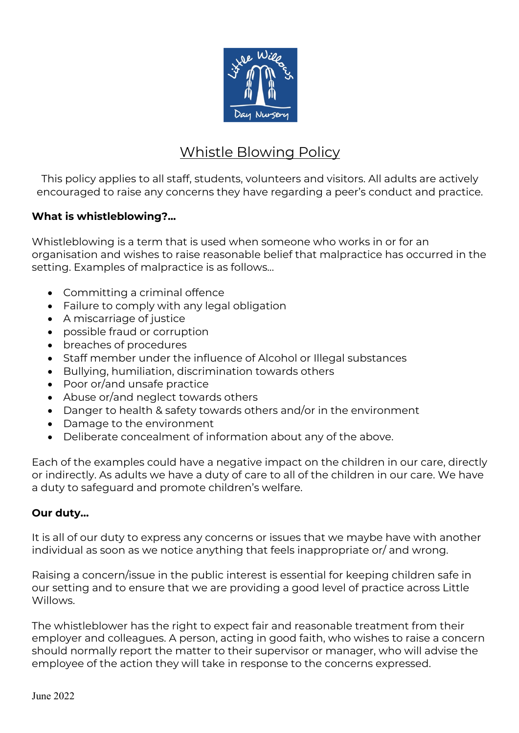# Whistle Blowing Policy

This policy applies to all staff, students, volunteers and visitors. All adults are actively encouraged to raise any concerns they have regarding a peer's conduct and practice.

**What is whistleblowing?...**

Whistleblowing is a term that is used when someone who works in or for an organisation and wishes to raise reasonable belief that malpractice has occurred in the setting. Examples of malpractice is as follows…

- Committing a criminal offence
- Failure to comply with any legal obligation
- A miscarriage of justice
- possible fraud or corruption
- breaches of procedures
- Staff member under the influence of Alcohol or Illegal substances
- Bullying, humiliation, discrimination towards others
- Poor or/and unsafe practice
- Abuse or/and neglect towards others
- Danger to health & safety towards others and/or in the environment
- Damage to the environment
- Deliberate concealment of information about any of the above.

Each of the examples could have a negative impact on the children in our care, directly or indirectly. As adults we have a duty of care to all of the children in our care. We have a duty to safeguard and promote children's welfare.

**Our duty…**

It is all of our duty to express any concerns or issues that we maybe have with another individual as soon as we notice anything that feels inappropriate or/ and wrong.

Raising a concern/issue in the public interest is essential for keeping children safe in our setting and to ensure that we are providing a good level of practice across Little Willows.

The whistleblower has the right to expect fair and reasonable treatment from their employer and colleagues. A person, acting in good faith, who wishes to raise a concern should normally report the matter to their supervisor or manager, who will advise the employee of the action they will take in response to the concerns expressed.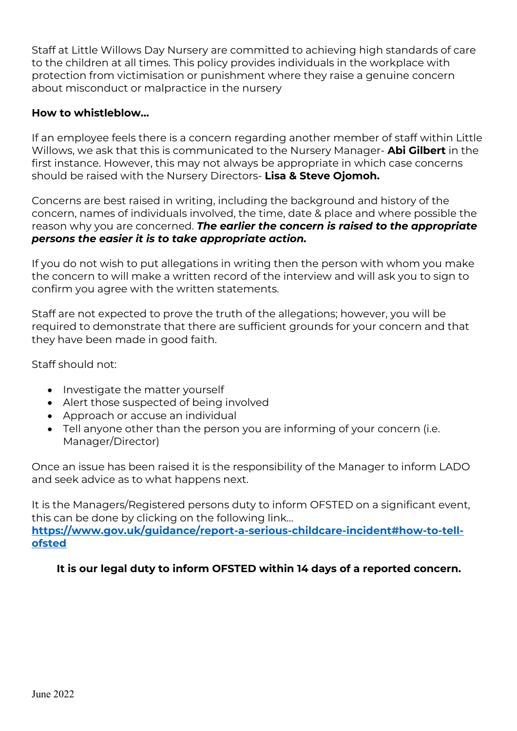Staff at Little Willows Day Nursery are committed to achieving high standards of care to the children at all times. This policy provides individuals in the workplace with protection from victimisation or punishment where they raise a genuine concern about misconduct or malpractice in the nursery

**How to whistleblow…**

If an employee feels there is a concern regarding another member of staff within Little Willows, we ask that this is communicated to the Nursery Manager- **Abi Gilbert** in the first instance. However, this may not always be appropriate in which case concerns should be raised with the Nursery Directors- **Lisa & Steve Ojomoh.**

Concerns are best raised in writing, including the background and history of the concern, names of individuals involved, the time, date & place and where possible the reason why you are concerned. ***The earlier the concern is raised to the appropriate persons the easier it is to take appropriate action.***

If you do not wish to put allegations in writing then the person with whom you make the concern to will make a written record of the interview and will ask you to sign to confirm you agree with the written statements.

Staff are not expected to prove the truth of the allegations; however, you will be required to demonstrate that there are sufficient grounds for your concern and that they have been made in good faith.

Staff should not:

- Investigate the matter yourself
- Alert those suspected of being involved
- Approach or accuse an individual
- Tell anyone other than the person you are informing of your concern (i.e. Manager/Director)

Once an issue has been raised it is the responsibility of the Manager to inform LADO and seek advice as to what happens next.

It is the Managers/Registered persons duty to inform OFSTED on a significant event, this can be done by clicking on the following link…
**https://www.gov.uk/guidance/report-a-serious-childcare-incident#how-to-tell-ofsted**

**It is our legal duty to inform OFSTED within 14 days of a reported concern.**

June 2022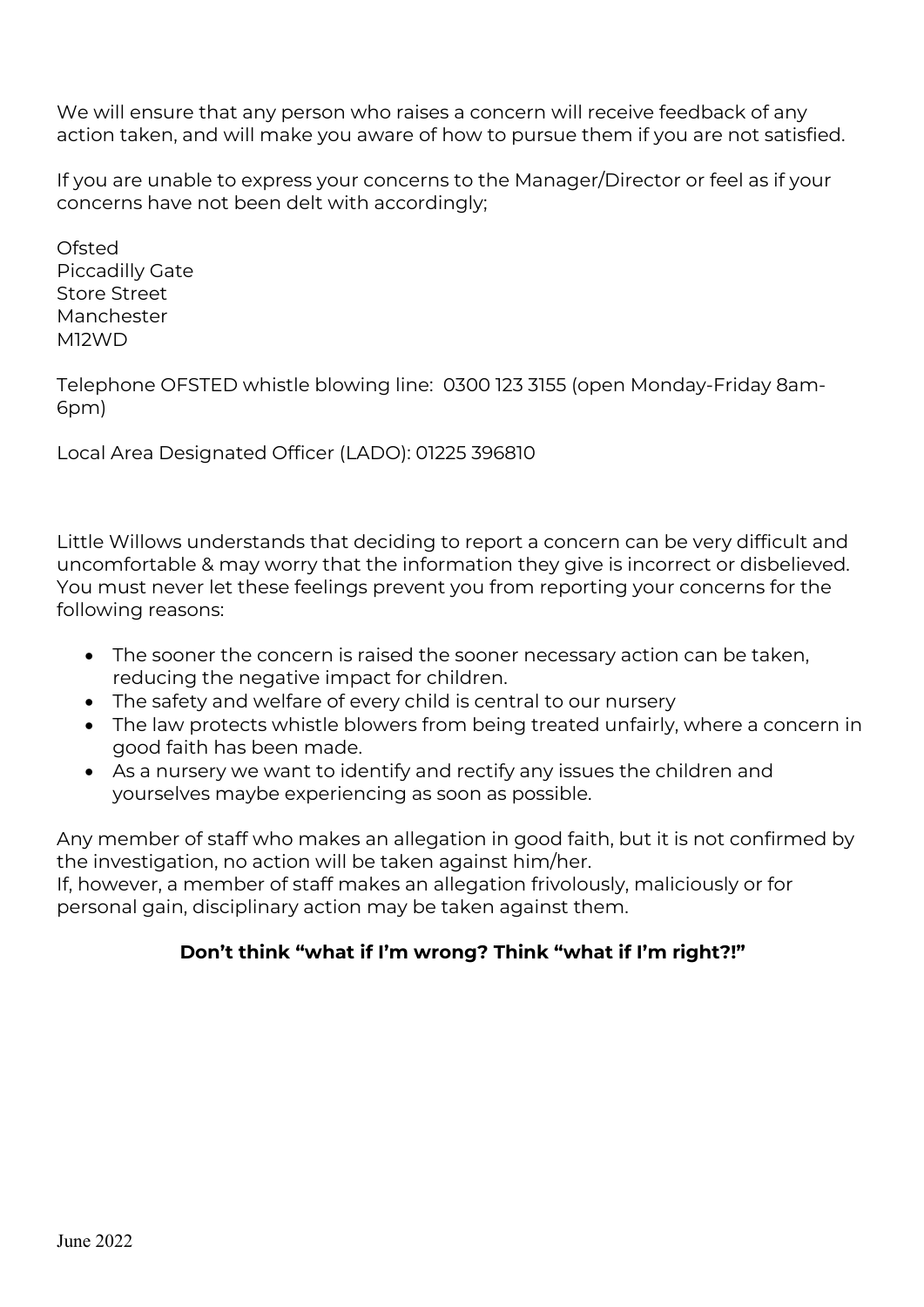We will ensure that any person who raises a concern will receive feedback of any action taken, and will make you aware of how to pursue them if you are not satisfied.

If you are unable to express your concerns to the Manager/Director or feel as if your concerns have not been delt with accordingly;

Ofsted
Piccadilly Gate
Store Street
Manchester
M12WD

Telephone OFSTED whistle blowing line: 0300 123 3155 (open Monday-Friday 8am-6pm)

Local Area Designated Officer (LADO): 01225 396810

Little Willows understands that deciding to report a concern can be very difficult and uncomfortable & may worry that the information they give is incorrect or disbelieved. You must never let these feelings prevent you from reporting your concerns for the following reasons:

- The sooner the concern is raised the sooner necessary action can be taken, reducing the negative impact for children.
- The safety and welfare of every child is central to our nursery
- The law protects whistle blowers from being treated unfairly, where a concern in good faith has been made.
- As a nursery we want to identify and rectify any issues the children and yourselves maybe experiencing as soon as possible.

Any member of staff who makes an allegation in good faith, but it is not confirmed by the investigation, no action will be taken against him/her.
If, however, a member of staff makes an allegation frivolously, maliciously or for personal gain, disciplinary action may be taken against them.

**Don't think "what if I'm wrong? Think "what if I'm right?!"**

June 2022